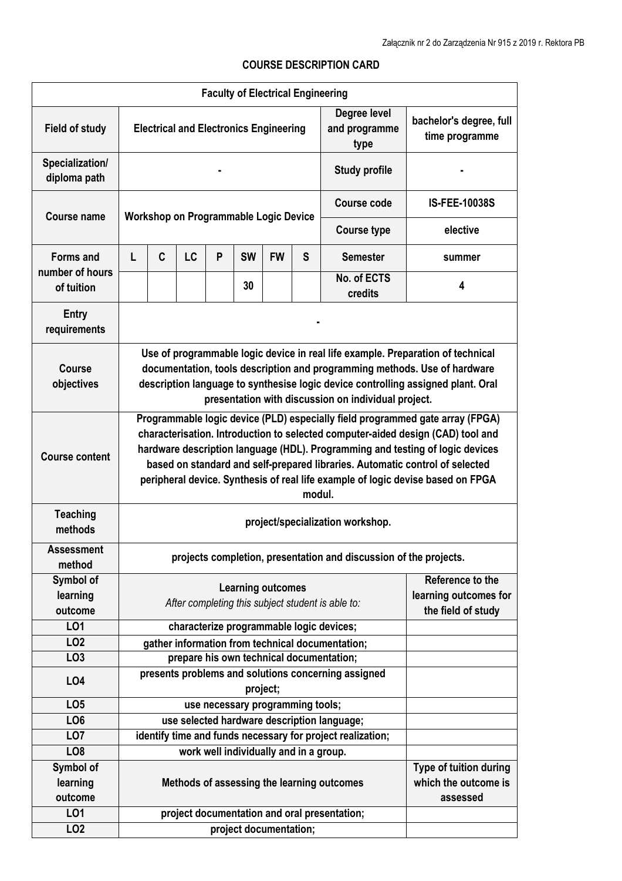Załącznik nr 2 do Zarządzenia Nr 915 z 2019 r. Rektora PB

**COURSE DESCRIPTION CARD**

| Faculty of Electrical Engineering | | | | | | | | | |
|---|---|---|---|---|---|---|---|---|---|
| **Field of study** | **Electrical and Electronics Engineering** | | | | | | | **Degree level and programme type** | **bachelor's degree, full time programme** |
| **Specialization/ diploma path** | **-** | | | | | | | **Study profile** | **-** |
| **Course name** | **Workshop on Programmable Logic Device** | | | | | | | **Course code** | **IS-FEE-10038S** |
| | | | | | | | | **Course type** | **elective** |
| **Forms and number of hours of tuition** | **L** | **C** | **LC** | **P** | **SW** | **FW** | **S** | **Semester** | **summer** |
| | | | | | **30** | | | **No. of ECTS credits** | **4** |
| **Entry requirements** | **-** | | | | | | | | |
| **Course objectives** | **Use of programmable logic device in real life example. Preparation of technical documentation, tools description and programming methods. Use of hardware description language to synthesise logic device controlling assigned plant. Oral presentation with discussion on individual project.** | | | | | | | | |
| **Course content** | **Programmable logic device (PLD) especially field programmed gate array (FPGA) characterisation. Introduction to selected computer-aided design (CAD) tool and hardware description language (HDL). Programming and testing of logic devices based on standard and self-prepared libraries. Automatic control of selected peripheral device. Synthesis of real life example of logic devise based on FPGA modul.** | | | | | | | | |
| **Teaching methods** | **project/specialization workshop.** | | | | | | | | |
| **Assessment method** | **projects completion, presentation and discussion of the projects.** | | | | | | | | |
| **Symbol of learning outcome** | **Learning outcomes** *After completing this subject student is able to:* | | | | | | | | **Reference to the learning outcomes for the field of study** |
| **LO1** | **characterize programmable logic devices;** | | | | | | | | |
| **LO2** | **gather information from technical documentation;** | | | | | | | | |
| **LO3** | **prepare his own technical documentation;** | | | | | | | | |
| **LO4** | **presents problems and solutions concerning assigned project;** | | | | | | | | |
| **LO5** | **use necessary programming tools;** | | | | | | | | |
| **LO6** | **use selected hardware description language;** | | | | | | | | |
| **LO7** | **identify time and funds necessary for project realization;** | | | | | | | | |
| **LO8** | **work well individually and in a group.** | | | | | | | | |
| **Symbol of learning outcome** | **Methods of assessing the learning outcomes** | | | | | | | | **Type of tuition during which the outcome is assessed** |
| **LO1** | **project documentation and oral presentation;** | | | | | | | | |
| **LO2** | **project documentation;** | | | | | | | | |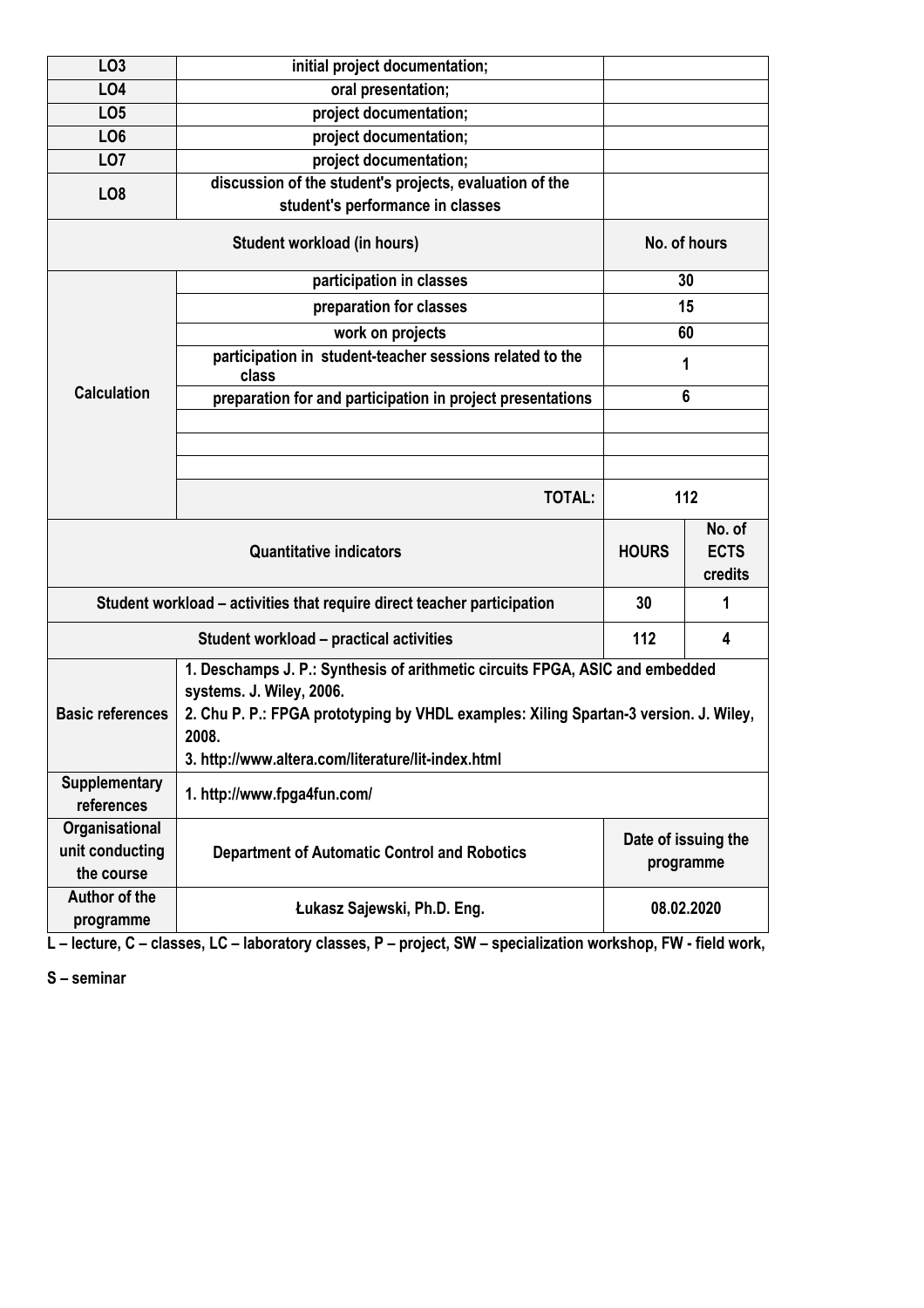| | | | |
|---|---|---|---|
| LO3 | initial project documentation; | | |
| LO4 | oral presentation; | | |
| LO5 | project documentation; | | |
| LO6 | project documentation; | | |
| LO7 | project documentation; | | |
| LO8 | discussion of the student's projects, evaluation of the student's performance in classes | | |
| Student workload (in hours) | | No. of hours | |
| Calculation | participation in classes | 30 | |
| | preparation for classes | 15 | |
| | work on projects | 60 | |
| | participation in student-teacher sessions related to the class | 1 | |
| | preparation for and participation in project presentations | 6 | |
| | | | |
| | | | |
| | | | |
| | TOTAL: | 112 | |
| Quantitative indicators | | HOURS | No. of ECTS credits |
| Student workload – activities that require direct teacher participation | | 30 | 1 |
| Student workload – practical activities | | 112 | 4 |
| Basic references | 1. Deschamps J. P.: Synthesis of arithmetic circuits FPGA, ASIC and embedded systems. J. Wiley, 2006.<br>2. Chu P. P.: FPGA prototyping by VHDL examples: Xiling Spartan-3 version. J. Wiley, 2008.<br>3. http://www.altera.com/literature/lit-index.html | | |
| Supplementary references | 1. http://www.fpga4fun.com/ | | |
| Organisational unit conducting the course | Department of Automatic Control and Robotics | Date of issuing the programme | |
| Author of the programme | Łukasz Sajewski, Ph.D. Eng. | 08.02.2020 | |

**L – lecture, C – classes, LC – laboratory classes, P – project, SW – specialization workshop, FW - field work, S – seminar**